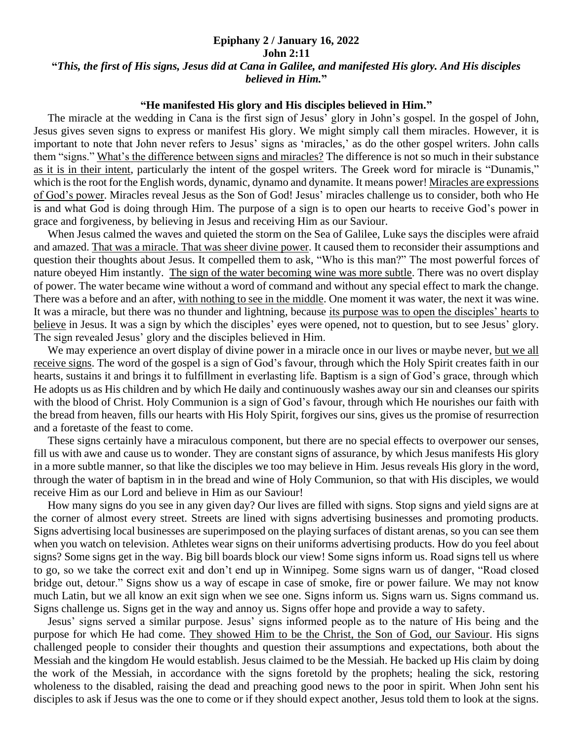**Epiphany 2 / January 16, 2022**

**John 2:11**

**"*This, the first of His signs, Jesus did at Cana in Galilee, and manifested His glory. And His disciples believed in Him.*"**

**"He manifested His glory and His disciples believed in Him."**

The miracle at the wedding in Cana is the first sign of Jesus' glory in John's gospel. In the gospel of John, Jesus gives seven signs to express or manifest His glory. We might simply call them miracles. However, it is important to note that John never refers to Jesus' signs as 'miracles,' as do the other gospel writers. John calls them "signs." What's the difference between signs and miracles? The difference is not so much in their substance as it is in their intent, particularly the intent of the gospel writers. The Greek word for miracle is "Dunamis," which is the root for the English words, dynamic, dynamo and dynamite. It means power! Miracles are expressions of God's power. Miracles reveal Jesus as the Son of God! Jesus' miracles challenge us to consider, both who He is and what God is doing through Him. The purpose of a sign is to open our hearts to receive God's power in grace and forgiveness, by believing in Jesus and receiving Him as our Saviour.

When Jesus calmed the waves and quieted the storm on the Sea of Galilee, Luke says the disciples were afraid and amazed. That was a miracle. That was sheer divine power. It caused them to reconsider their assumptions and question their thoughts about Jesus. It compelled them to ask, "Who is this man?" The most powerful forces of nature obeyed Him instantly. The sign of the water becoming wine was more subtle. There was no overt display of power. The water became wine without a word of command and without any special effect to mark the change. There was a before and an after, with nothing to see in the middle. One moment it was water, the next it was wine. It was a miracle, but there was no thunder and lightning, because its purpose was to open the disciples' hearts to believe in Jesus. It was a sign by which the disciples' eyes were opened, not to question, but to see Jesus' glory. The sign revealed Jesus' glory and the disciples believed in Him.

We may experience an overt display of divine power in a miracle once in our lives or maybe never, but we all receive signs. The word of the gospel is a sign of God's favour, through which the Holy Spirit creates faith in our hearts, sustains it and brings it to fulfillment in everlasting life. Baptism is a sign of God's grace, through which He adopts us as His children and by which He daily and continuously washes away our sin and cleanses our spirits with the blood of Christ. Holy Communion is a sign of God's favour, through which He nourishes our faith with the bread from heaven, fills our hearts with His Holy Spirit, forgives our sins, gives us the promise of resurrection and a foretaste of the feast to come.

These signs certainly have a miraculous component, but there are no special effects to overpower our senses, fill us with awe and cause us to wonder. They are constant signs of assurance, by which Jesus manifests His glory in a more subtle manner, so that like the disciples we too may believe in Him. Jesus reveals His glory in the word, through the water of baptism in in the bread and wine of Holy Communion, so that with His disciples, we would receive Him as our Lord and believe in Him as our Saviour!

How many signs do you see in any given day? Our lives are filled with signs. Stop signs and yield signs are at the corner of almost every street. Streets are lined with signs advertising businesses and promoting products. Signs advertising local businesses are superimposed on the playing surfaces of distant arenas, so you can see them when you watch on television. Athletes wear signs on their uniforms advertising products. How do you feel about signs? Some signs get in the way. Big bill boards block our view! Some signs inform us. Road signs tell us where to go, so we take the correct exit and don't end up in Winnipeg. Some signs warn us of danger, "Road closed bridge out, detour." Signs show us a way of escape in case of smoke, fire or power failure. We may not know much Latin, but we all know an exit sign when we see one. Signs inform us. Signs warn us. Signs command us. Signs challenge us. Signs get in the way and annoy us. Signs offer hope and provide a way to safety.

Jesus' signs served a similar purpose. Jesus' signs informed people as to the nature of His being and the purpose for which He had come. They showed Him to be the Christ, the Son of God, our Saviour. His signs challenged people to consider their thoughts and question their assumptions and expectations, both about the Messiah and the kingdom He would establish. Jesus claimed to be the Messiah. He backed up His claim by doing the work of the Messiah, in accordance with the signs foretold by the prophets; healing the sick, restoring wholeness to the disabled, raising the dead and preaching good news to the poor in spirit. When John sent his disciples to ask if Jesus was the one to come or if they should expect another, Jesus told them to look at the signs.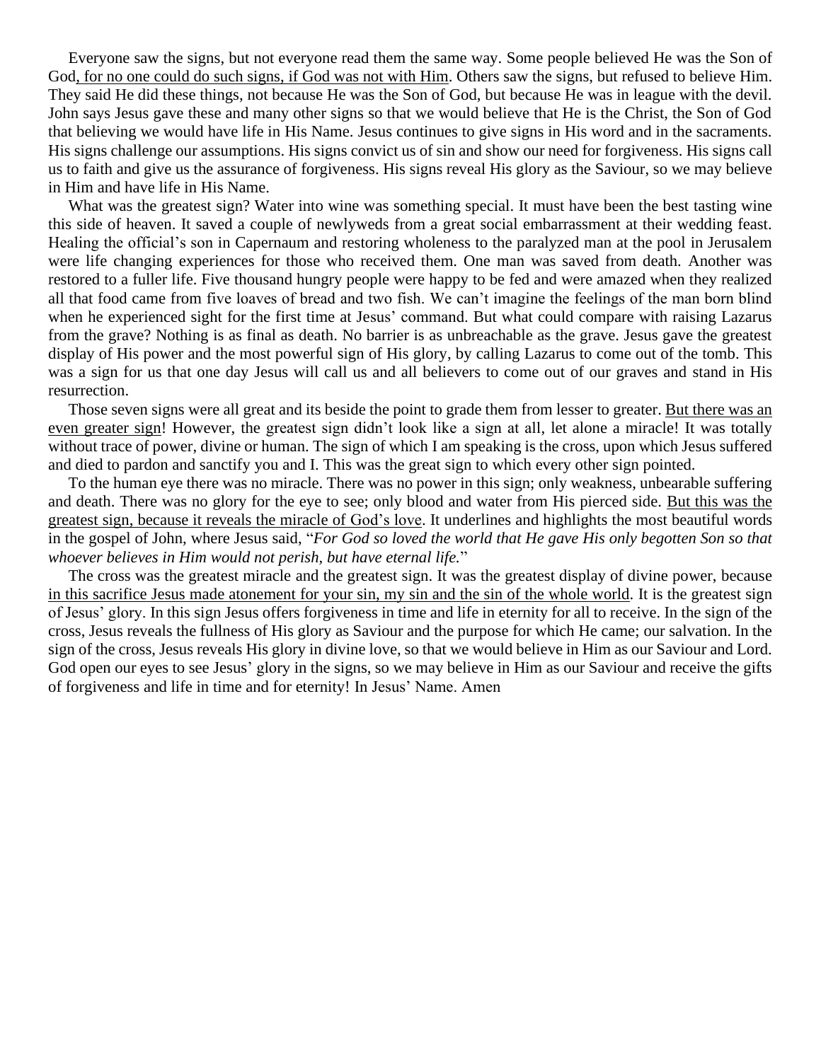Everyone saw the signs, but not everyone read them the same way. Some people believed He was the Son of God, for no one could do such signs, if God was not with Him. Others saw the signs, but refused to believe Him. They said He did these things, not because He was the Son of God, but because He was in league with the devil. John says Jesus gave these and many other signs so that we would believe that He is the Christ, the Son of God that believing we would have life in His Name. Jesus continues to give signs in His word and in the sacraments. His signs challenge our assumptions. His signs convict us of sin and show our need for forgiveness. His signs call us to faith and give us the assurance of forgiveness. His signs reveal His glory as the Saviour, so we may believe in Him and have life in His Name.

What was the greatest sign? Water into wine was something special. It must have been the best tasting wine this side of heaven. It saved a couple of newlyweds from a great social embarrassment at their wedding feast. Healing the official's son in Capernaum and restoring wholeness to the paralyzed man at the pool in Jerusalem were life changing experiences for those who received them. One man was saved from death. Another was restored to a fuller life. Five thousand hungry people were happy to be fed and were amazed when they realized all that food came from five loaves of bread and two fish. We can't imagine the feelings of the man born blind when he experienced sight for the first time at Jesus' command. But what could compare with raising Lazarus from the grave? Nothing is as final as death. No barrier is as unbreachable as the grave. Jesus gave the greatest display of His power and the most powerful sign of His glory, by calling Lazarus to come out of the tomb. This was a sign for us that one day Jesus will call us and all believers to come out of our graves and stand in His resurrection.

Those seven signs were all great and its beside the point to grade them from lesser to greater. But there was an even greater sign! However, the greatest sign didn't look like a sign at all, let alone a miracle! It was totally without trace of power, divine or human. The sign of which I am speaking is the cross, upon which Jesus suffered and died to pardon and sanctify you and I. This was the great sign to which every other sign pointed.

To the human eye there was no miracle. There was no power in this sign; only weakness, unbearable suffering and death. There was no glory for the eye to see; only blood and water from His pierced side. But this was the greatest sign, because it reveals the miracle of God's love. It underlines and highlights the most beautiful words in the gospel of John, where Jesus said, "*For God so loved the world that He gave His only begotten Son so that whoever believes in Him would not perish, but have eternal life.*"

The cross was the greatest miracle and the greatest sign. It was the greatest display of divine power, because in this sacrifice Jesus made atonement for your sin, my sin and the sin of the whole world. It is the greatest sign of Jesus' glory. In this sign Jesus offers forgiveness in time and life in eternity for all to receive. In the sign of the cross, Jesus reveals the fullness of His glory as Saviour and the purpose for which He came; our salvation. In the sign of the cross, Jesus reveals His glory in divine love, so that we would believe in Him as our Saviour and Lord. God open our eyes to see Jesus' glory in the signs, so we may believe in Him as our Saviour and receive the gifts of forgiveness and life in time and for eternity! In Jesus' Name. Amen